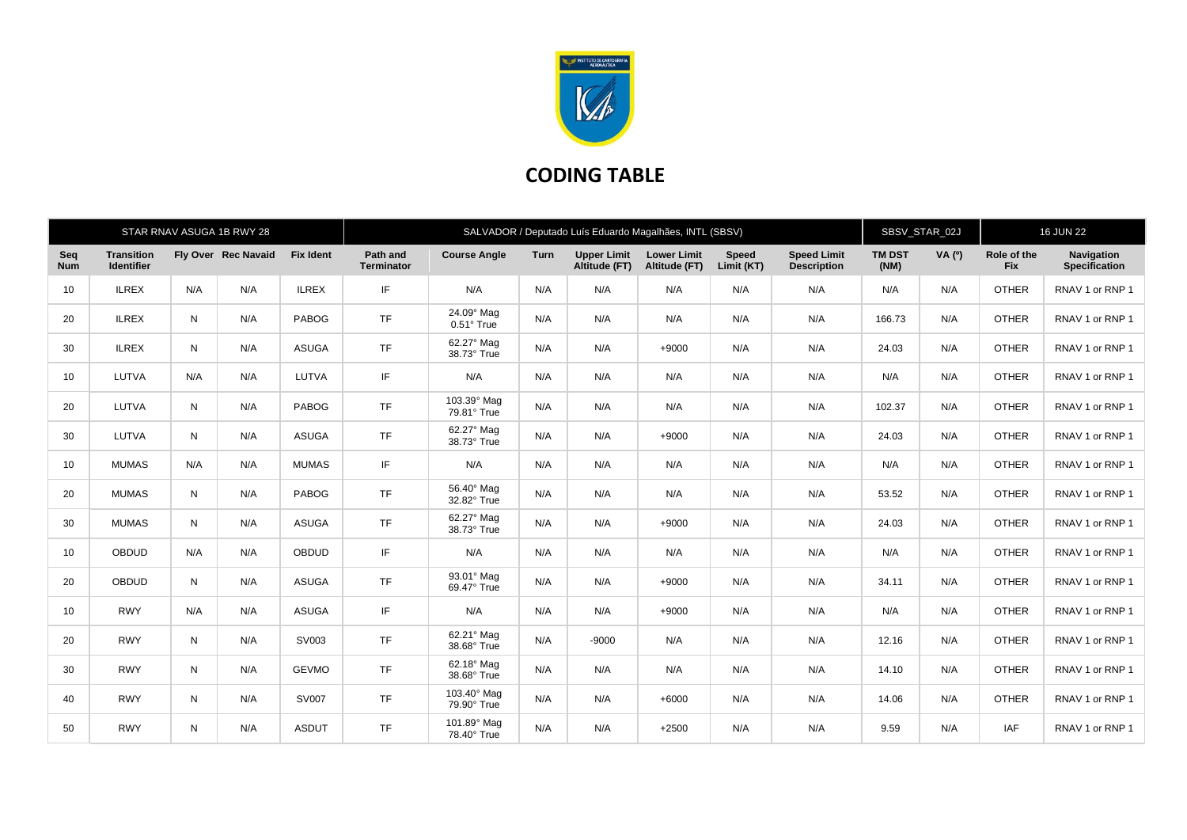# CODING TABLE

| STAR RNAV ASUGA 1B RWY 28 | | | | | SALVADOR / Deputado Luís Eduardo Magalhães, INTL (SBSV) | | | | | | SBSV_STAR_02J | | 16 JUN 22 | |
|---|---|---|---|---|---|---|---|---|---|---|---|---|---|---|
| **Seq Num** | **Transition Identifier** | **Fly Over** | **Rec Navaid** | **Fix Ident** | **Path and Terminator** | **Course Angle** | **Turn** | **Upper Limit Altitude (FT)** | **Lower Limit Altitude (FT)** | **Speed Limit (KT)** | **Speed Limit Description** | **TM DST (NM)** | **VA (º)** | **Role of the Fix** | **Navigation Specification** |
| 10 | ILREX | N/A | N/A | ILREX | IF | N/A | N/A | N/A | N/A | N/A | N/A | N/A | N/A | OTHER | RNAV 1 or RNP 1 |
| 20 | ILREX | N | N/A | PABOG | TF | 24.09° Mag 0.51° True | N/A | N/A | N/A | N/A | N/A | 166.73 | N/A | OTHER | RNAV 1 or RNP 1 |
| 30 | ILREX | N | N/A | ASUGA | TF | 62.27° Mag 38.73° True | N/A | N/A | +9000 | N/A | N/A | 24.03 | N/A | OTHER | RNAV 1 or RNP 1 |
| 10 | LUTVA | N/A | N/A | LUTVA | IF | N/A | N/A | N/A | N/A | N/A | N/A | N/A | N/A | OTHER | RNAV 1 or RNP 1 |
| 20 | LUTVA | N | N/A | PABOG | TF | 103.39° Mag 79.81° True | N/A | N/A | N/A | N/A | N/A | 102.37 | N/A | OTHER | RNAV 1 or RNP 1 |
| 30 | LUTVA | N | N/A | ASUGA | TF | 62.27° Mag 38.73° True | N/A | N/A | +9000 | N/A | N/A | 24.03 | N/A | OTHER | RNAV 1 or RNP 1 |
| 10 | MUMAS | N/A | N/A | MUMAS | IF | N/A | N/A | N/A | N/A | N/A | N/A | N/A | N/A | OTHER | RNAV 1 or RNP 1 |
| 20 | MUMAS | N | N/A | PABOG | TF | 56.40° Mag 32.82° True | N/A | N/A | N/A | N/A | N/A | 53.52 | N/A | OTHER | RNAV 1 or RNP 1 |
| 30 | MUMAS | N | N/A | ASUGA | TF | 62.27° Mag 38.73° True | N/A | N/A | +9000 | N/A | N/A | 24.03 | N/A | OTHER | RNAV 1 or RNP 1 |
| 10 | OBDUD | N/A | N/A | OBDUD | IF | N/A | N/A | N/A | N/A | N/A | N/A | N/A | N/A | OTHER | RNAV 1 or RNP 1 |
| 20 | OBDUD | N | N/A | ASUGA | TF | 93.01° Mag 69.47° True | N/A | N/A | +9000 | N/A | N/A | 34.11 | N/A | OTHER | RNAV 1 or RNP 1 |
| 10 | RWY | N/A | N/A | ASUGA | IF | N/A | N/A | N/A | +9000 | N/A | N/A | N/A | N/A | OTHER | RNAV 1 or RNP 1 |
| 20 | RWY | N | N/A | SV003 | TF | 62.21° Mag 38.68° True | N/A | -9000 | N/A | N/A | N/A | 12.16 | N/A | OTHER | RNAV 1 or RNP 1 |
| 30 | RWY | N | N/A | GEVMO | TF | 62.18° Mag 38.68° True | N/A | N/A | N/A | N/A | N/A | 14.10 | N/A | OTHER | RNAV 1 or RNP 1 |
| 40 | RWY | N | N/A | SV007 | TF | 103.40° Mag 79.90° True | N/A | N/A | +6000 | N/A | N/A | 14.06 | N/A | OTHER | RNAV 1 or RNP 1 |
| 50 | RWY | N | N/A | ASDUT | TF | 101.89° Mag 78.40° True | N/A | N/A | +2500 | N/A | N/A | 9.59 | N/A | IAF | RNAV 1 or RNP 1 |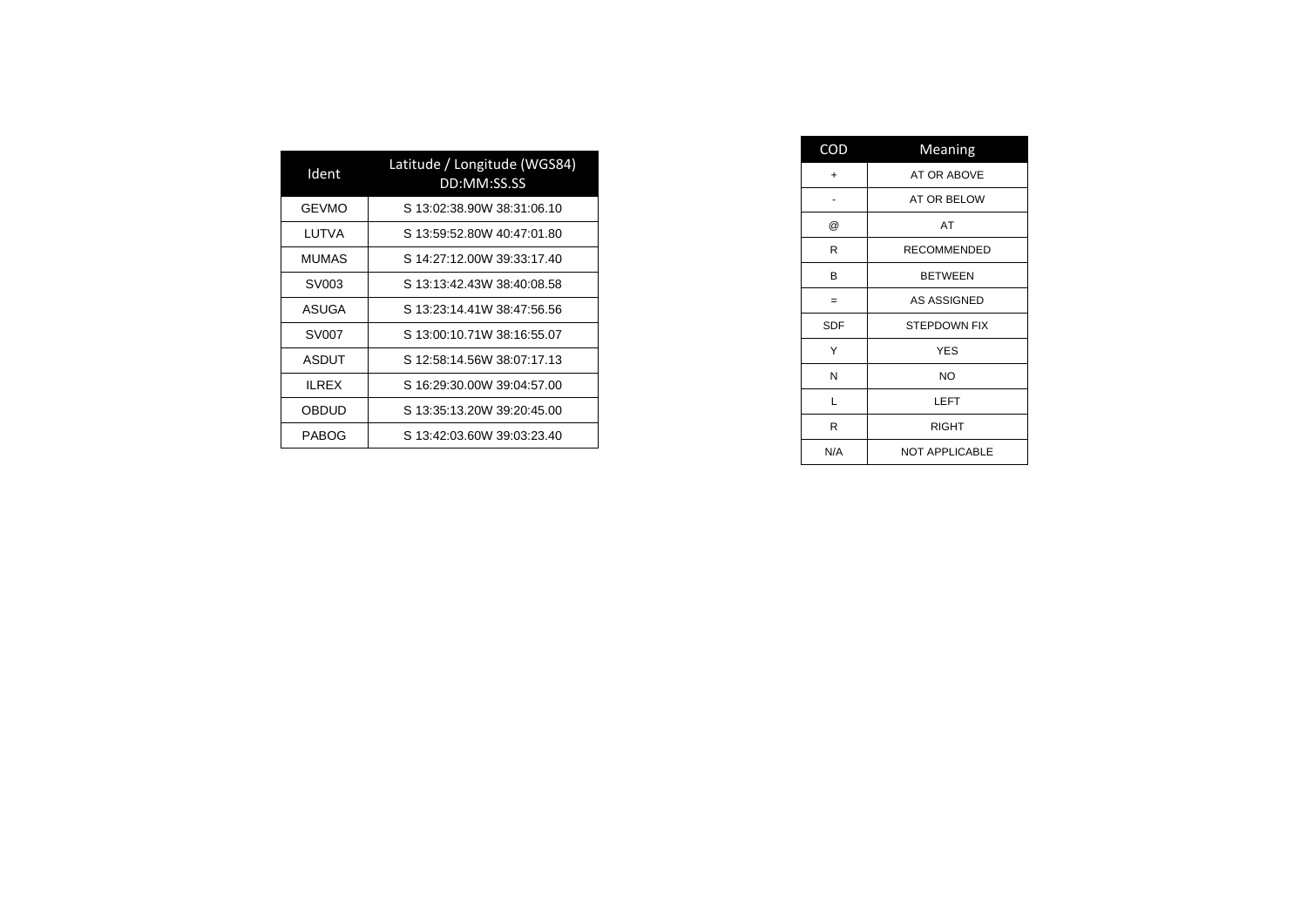| Ident | Latitude / Longitude (WGS84) DD:MM:SS.SS |
|---|---|
| GEVMO | S 13:02:38.90W 38:31:06.10 |
| LUTVA | S 13:59:52.80W 40:47:01.80 |
| MUMAS | S 14:27:12.00W 39:33:17.40 |
| SV003 | S 13:13:42.43W 38:40:08.58 |
| ASUGA | S 13:23:14.41W 38:47:56.56 |
| SV007 | S 13:00:10.71W 38:16:55.07 |
| ASDUT | S 12:58:14.56W 38:07:17.13 |
| ILREX | S 16:29:30.00W 39:04:57.00 |
| OBDUD | S 13:35:13.20W 39:20:45.00 |
| PABOG | S 13:42:03.60W 39:03:23.40 |

| COD | Meaning |
|---|---|
| + | AT OR ABOVE |
| - | AT OR BELOW |
| @ | AT |
| R | RECOMMENDED |
| B | BETWEEN |
| = | AS ASSIGNED |
| SDF | STEPDOWN FIX |
| Y | YES |
| N | NO |
| L | LEFT |
| R | RIGHT |
| N/A | NOT APPLICABLE |